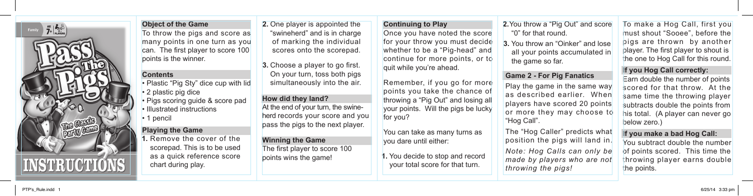# Pass The Pigs

The Classic Party Game

Family · Age 7+ · 2+ Players

# INSTRUCTIONS

## Object of the Game

To throw the pigs and score as many points in one turn as you can. The first player to score 100 points is the winner.

## Contents

- Plastic "Pig Sty" dice cup with lid
- 2 plastic pig dice
- Pigs scoring guide & score pad
- Illustrated instructions
- 1 pencil

## Playing the Game

1. Remove the cover of the scorepad. This is to be used as a quick reference score chart during play.
2. One player is appointed the "swineherd" and is in charge of marking the individual scores onto the scorepad.
3. Choose a player to go first. On your turn, toss both pigs simultaneously into the air.

## How did they land?

At the end of your turn, the swineherd records your score and you pass the pigs to the next player.

## Winning the Game

The first player to score 100 points wins the game!

## Continuing to Play

Once you have noted the score for your throw you must decide whether to be a "Pig-head" and continue for more points, or to quit while you're ahead.

Remember, if you go for more points you take the chance of throwing a "Pig Out" and losing all your points. Will the pigs be lucky for you?

You can take as many turns as you dare until either:

1. You decide to stop and record your total score for that turn.
2. You throw a "Pig Out" and score "0" for that round.
3. You throw an "Oinker" and lose all your points accumulated in the game so far.

## Game 2 - For Pig Fanatics

Play the game in the same way as described earlier. When players have scored 20 points or more they may choose to "Hog Call".

The "Hog Caller" predicts what position the pigs will land in.

*Note: Hog Calls can only be made by players who are not throwing the pigs!*

To make a Hog Call, first you must shout "Sooee", before the pigs are thrown by another player. The first player to shout is the one to Hog Call for this round.

### If you Hog Call correctly:

Earn double the number of points scored for that throw. At the same time the throwing player subtracts double the points from his total. (A player can never go below zero.)

### If you make a bad Hog Call:

You subtract double the number of points scored. This time the throwing player earns double the points.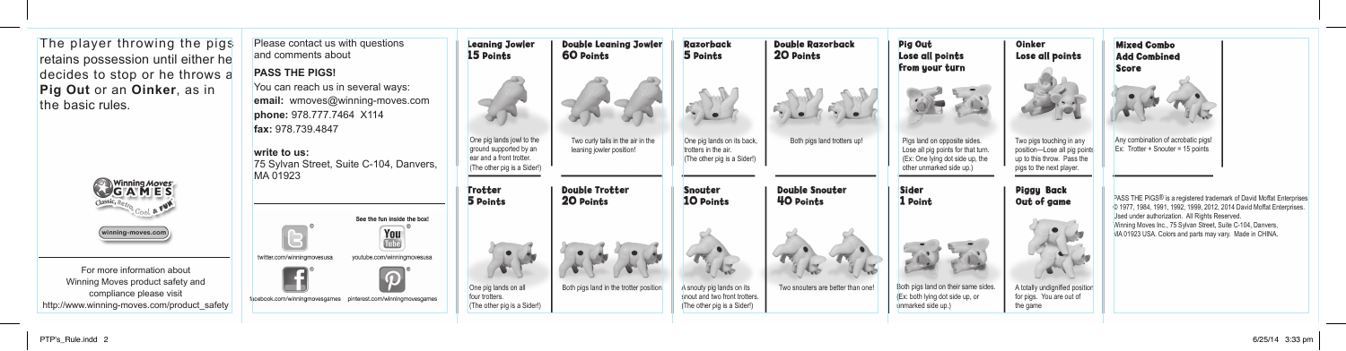The player throwing the pigs retains possession until either he decides to stop or he throws a **Pig Out** or an **Oinker**, as in the basic rules.

winning-moves.com

For more information about Winning Moves product safety and compliance please visit http://www.winning-moves.com/product_safety

Please contact us with questions and comments about

**PASS THE PIGS!**

You can reach us in several ways:

**email:** wmoves@winning-moves.com

**phone:** 978.777.7464 X114

**fax:** 978.739.4847

**write to us:**
75 Sylvan Street, Suite C-104, Danvers, MA 01923

See the fun inside the box!

twitter.com/winningmovesusa

youtube.com/winningmovesusa

facebook.com/winningmovesgames

pinterest.com/winningmovesgames

### Leaning Jowler
### 15 Points

One pig lands jowl to the ground supported by an ear and a front trotter. (The other pig is a Sider!)

### Double Leaning Jowler
### 60 Points

Two curly tails in the air in the leaning jowler position!

### Trotter
### 5 Points

One pig lands on all four trotters. (The other pig is a Sider!)

### Double Trotter
### 20 Points

Both pigs land in the trotter position

### Razorback
### 5 Points

One pig lands on its back, trotters in the air. (The other pig is a Sider!)

### Double Razorback
### 20 Points

Both pigs land trotters up!

### Snouter
### 10 Points

A snouty pig lands on its snout and two front trotters. (The other pig is a Sider!)

### Double Snouter
### 40 Points

Two snouters are better than one!

### Pig Out
### Lose all points from your turn

Pigs land on opposite sides. Lose all pig points for that turn. (Ex: One lying dot side up, the other unmarked side up.)

### Oinker
### Lose all points

Two pigs touching in any position—Lose all pig points up to this throw. Pass the pigs to the next player.

### Sider
### 1 Point

Both pigs land on their same sides. (Ex: both lying dot side up, or unmarked side up.)

### Piggy Back
### Out of game

A totally undignified position for pigs. You are out of the game

### Mixed Combo
### Add Combined Score

Any combination of acrobatic pigs! Ex: Trotter + Snouter = 15 points

PASS THE PIGS® is a registered trademark of David Moffat Enterprises © 1977, 1984, 1991, 1992, 1999, 2012, 2014 David Moffat Enterprises. Used under authorization. All Rights Reserved. Winning Moves Inc., 75 Sylvan Street, Suite C-104, Danvers, MA 01923 USA. Colors and parts may vary. Made in CHINA.